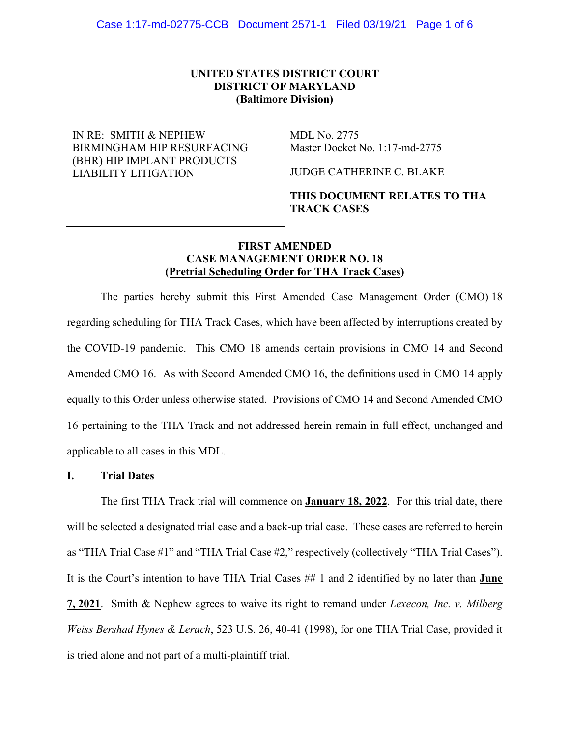**UNITED STATES DISTRICT COURT**
**DISTRICT OF MARYLAND**
**(Baltimore Division)**

| | |
|---|---|
| IN RE: SMITH & NEPHEW BIRMINGHAM HIP RESURFACING (BHR) HIP IMPLANT PRODUCTS LIABILITY LITIGATION | MDL No. 2775<br>Master Docket No. 1:17-md-2775<br><br>JUDGE CATHERINE C. BLAKE<br><br>**THIS DOCUMENT RELATES TO THA TRACK CASES** |

**FIRST AMENDED**
**CASE MANAGEMENT ORDER NO. 18**
**(Pretrial Scheduling Order for THA Track Cases)**

The parties hereby submit this First Amended Case Management Order (CMO) 18 regarding scheduling for THA Track Cases, which have been affected by interruptions created by the COVID-19 pandemic. This CMO 18 amends certain provisions in CMO 14 and Second Amended CMO 16. As with Second Amended CMO 16, the definitions used in CMO 14 apply equally to this Order unless otherwise stated. Provisions of CMO 14 and Second Amended CMO 16 pertaining to the THA Track and not addressed herein remain in full effect, unchanged and applicable to all cases in this MDL.

## I. Trial Dates

The first THA Track trial will commence on **January 18, 2022**. For this trial date, there will be selected a designated trial case and a back-up trial case. These cases are referred to herein as "THA Trial Case #1" and "THA Trial Case #2," respectively (collectively "THA Trial Cases"). It is the Court's intention to have THA Trial Cases ## 1 and 2 identified by no later than **June 7, 2021**. Smith & Nephew agrees to waive its right to remand under *Lexecon, Inc. v. Milberg Weiss Bershad Hynes & Lerach*, 523 U.S. 26, 40-41 (1998), for one THA Trial Case, provided it is tried alone and not part of a multi-plaintiff trial.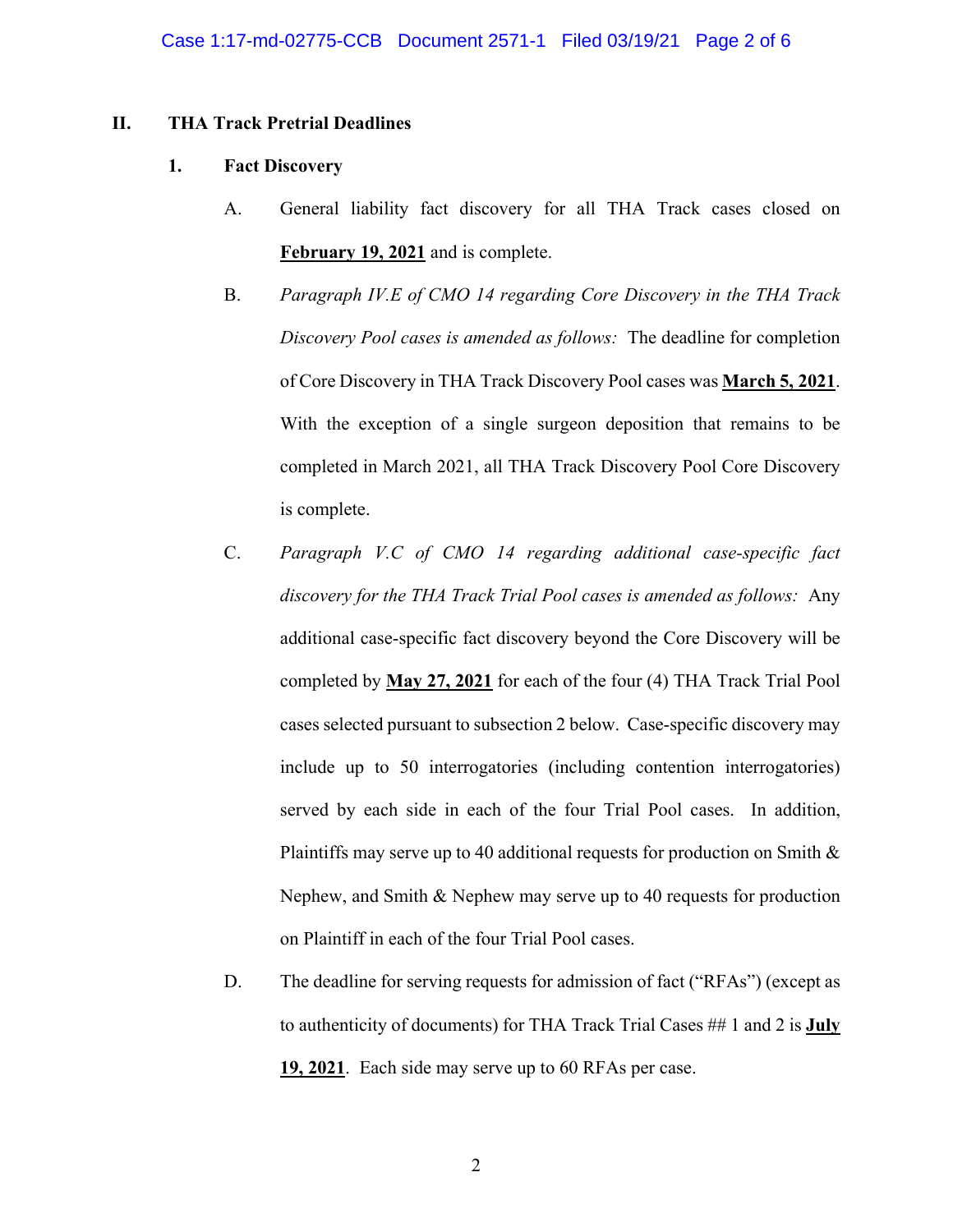## II. THA Track Pretrial Deadlines

### 1. Fact Discovery

A. General liability fact discovery for all THA Track cases closed on **February 19, 2021** and is complete.

B. *Paragraph IV.E of CMO 14 regarding Core Discovery in the THA Track Discovery Pool cases is amended as follows:* The deadline for completion of Core Discovery in THA Track Discovery Pool cases was **March 5, 2021**. With the exception of a single surgeon deposition that remains to be completed in March 2021, all THA Track Discovery Pool Core Discovery is complete.

C. *Paragraph V.C of CMO 14 regarding additional case-specific fact discovery for the THA Track Trial Pool cases is amended as follows:* Any additional case-specific fact discovery beyond the Core Discovery will be completed by **May 27, 2021** for each of the four (4) THA Track Trial Pool cases selected pursuant to subsection 2 below. Case-specific discovery may include up to 50 interrogatories (including contention interrogatories) served by each side in each of the four Trial Pool cases. In addition, Plaintiffs may serve up to 40 additional requests for production on Smith & Nephew, and Smith & Nephew may serve up to 40 requests for production on Plaintiff in each of the four Trial Pool cases.

D. The deadline for serving requests for admission of fact ("RFAs") (except as to authenticity of documents) for THA Track Trial Cases ## 1 and 2 is **July 19, 2021**. Each side may serve up to 60 RFAs per case.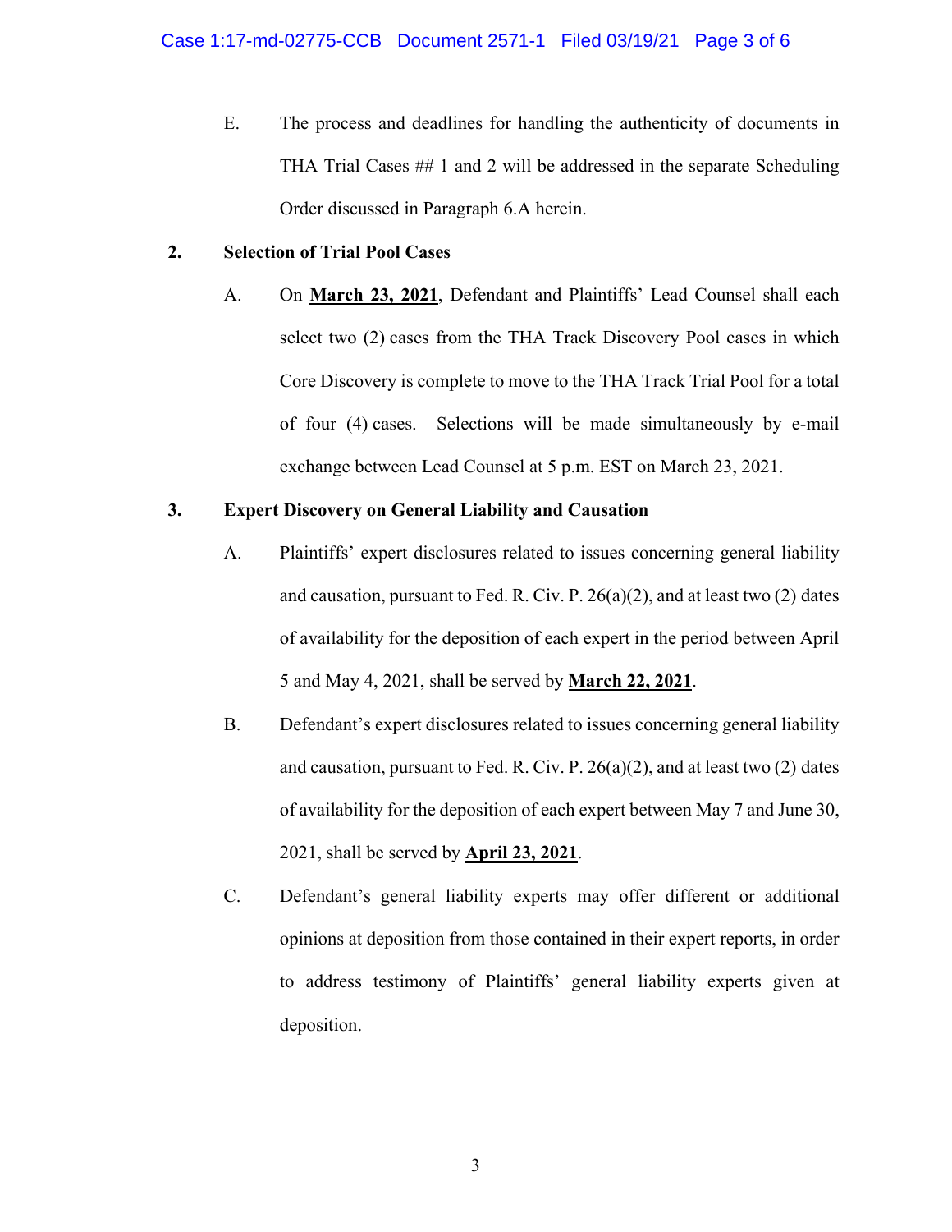E. The process and deadlines for handling the authenticity of documents in THA Trial Cases ## 1 and 2 will be addressed in the separate Scheduling Order discussed in Paragraph 6.A herein.

**2. Selection of Trial Pool Cases**

A. On **March 23, 2021**, Defendant and Plaintiffs' Lead Counsel shall each select two (2) cases from the THA Track Discovery Pool cases in which Core Discovery is complete to move to the THA Track Trial Pool for a total of four (4) cases. Selections will be made simultaneously by e-mail exchange between Lead Counsel at 5 p.m. EST on March 23, 2021.

**3. Expert Discovery on General Liability and Causation**

A. Plaintiffs' expert disclosures related to issues concerning general liability and causation, pursuant to Fed. R. Civ. P. 26(a)(2), and at least two (2) dates of availability for the deposition of each expert in the period between April 5 and May 4, 2021, shall be served by **March 22, 2021**.

B. Defendant's expert disclosures related to issues concerning general liability and causation, pursuant to Fed. R. Civ. P. 26(a)(2), and at least two (2) dates of availability for the deposition of each expert between May 7 and June 30, 2021, shall be served by **April 23, 2021**.

C. Defendant's general liability experts may offer different or additional opinions at deposition from those contained in their expert reports, in order to address testimony of Plaintiffs' general liability experts given at deposition.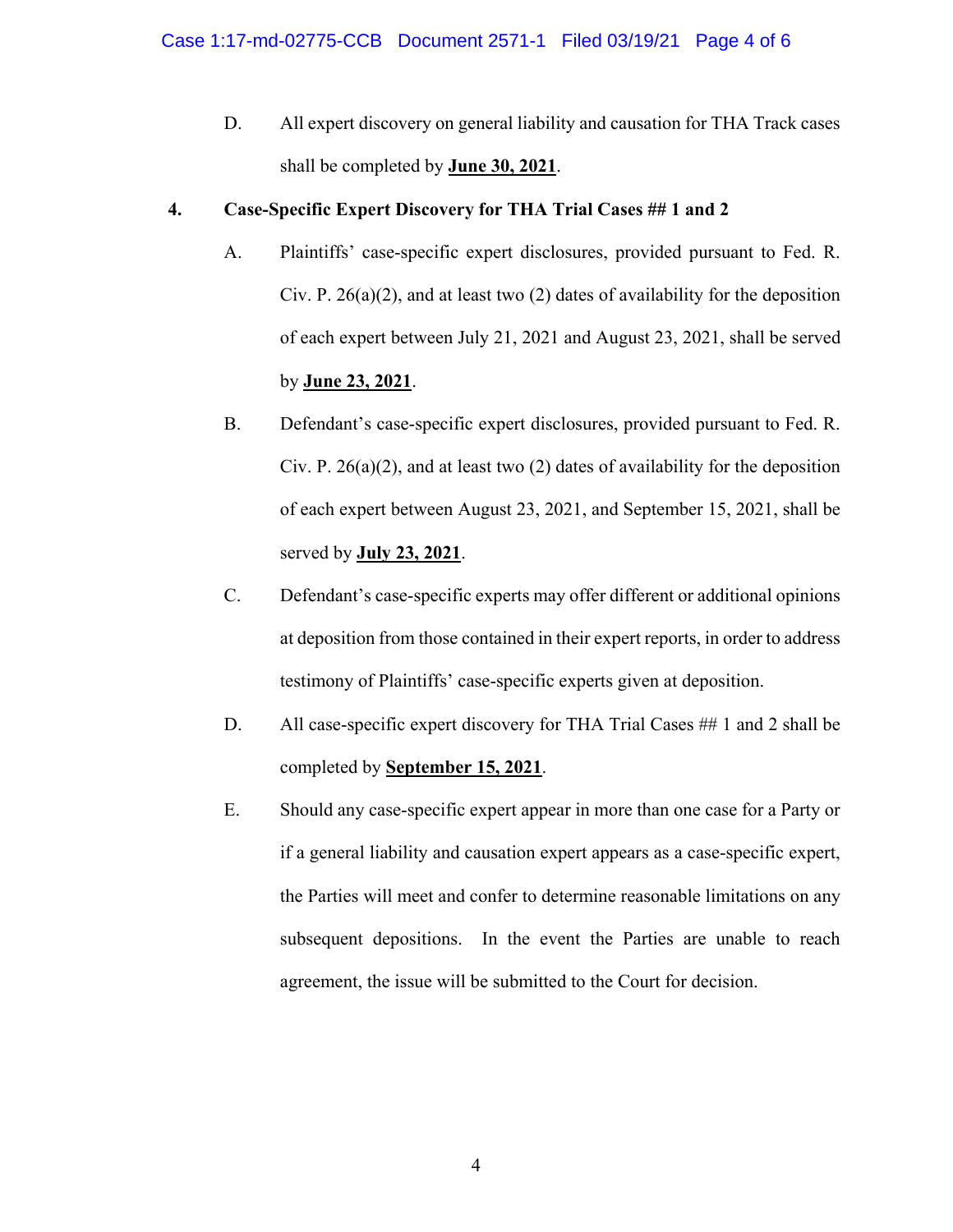D. All expert discovery on general liability and causation for THA Track cases shall be completed by **June 30, 2021**.

**4. Case-Specific Expert Discovery for THA Trial Cases ## 1 and 2**

A. Plaintiffs' case-specific expert disclosures, provided pursuant to Fed. R. Civ. P. 26(a)(2), and at least two (2) dates of availability for the deposition of each expert between July 21, 2021 and August 23, 2021, shall be served by **June 23, 2021**.

B. Defendant's case-specific expert disclosures, provided pursuant to Fed. R. Civ. P. 26(a)(2), and at least two (2) dates of availability for the deposition of each expert between August 23, 2021, and September 15, 2021, shall be served by **July 23, 2021**.

C. Defendant's case-specific experts may offer different or additional opinions at deposition from those contained in their expert reports, in order to address testimony of Plaintiffs' case-specific experts given at deposition.

D. All case-specific expert discovery for THA Trial Cases ## 1 and 2 shall be completed by **September 15, 2021**.

E. Should any case-specific expert appear in more than one case for a Party or if a general liability and causation expert appears as a case-specific expert, the Parties will meet and confer to determine reasonable limitations on any subsequent depositions. In the event the Parties are unable to reach agreement, the issue will be submitted to the Court for decision.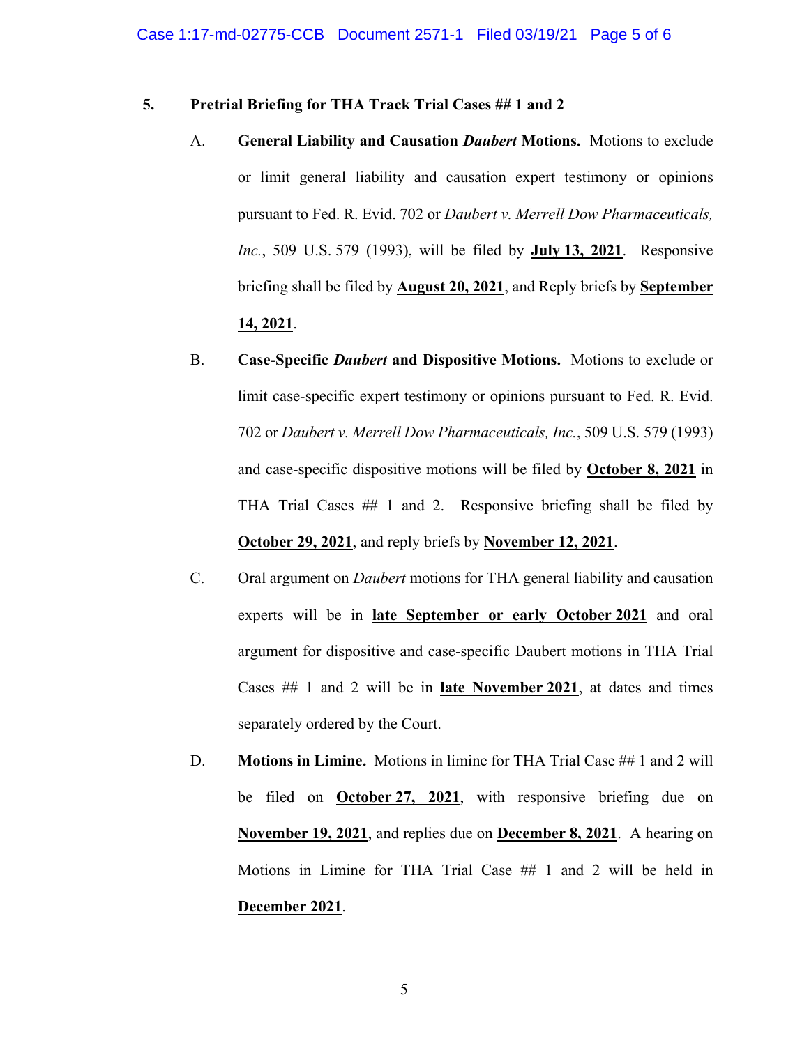**5. Pretrial Briefing for THA Track Trial Cases ## 1 and 2**

A. **General Liability and Causation *Daubert* Motions.** Motions to exclude or limit general liability and causation expert testimony or opinions pursuant to Fed. R. Evid. 702 or *Daubert v. Merrell Dow Pharmaceuticals, Inc.*, 509 U.S. 579 (1993), will be filed by **July 13, 2021**. Responsive briefing shall be filed by **August 20, 2021**, and Reply briefs by **September 14, 2021**.

B. **Case-Specific *Daubert* and Dispositive Motions.** Motions to exclude or limit case-specific expert testimony or opinions pursuant to Fed. R. Evid. 702 or *Daubert v. Merrell Dow Pharmaceuticals, Inc.*, 509 U.S. 579 (1993) and case-specific dispositive motions will be filed by **October 8, 2021** in THA Trial Cases ## 1 and 2. Responsive briefing shall be filed by **October 29, 2021**, and reply briefs by **November 12, 2021**.

C. Oral argument on *Daubert* motions for THA general liability and causation experts will be in **late September or early October 2021** and oral argument for dispositive and case-specific Daubert motions in THA Trial Cases ## 1 and 2 will be in **late November 2021**, at dates and times separately ordered by the Court.

D. **Motions in Limine.** Motions in limine for THA Trial Case ## 1 and 2 will be filed on **October 27, 2021**, with responsive briefing due on **November 19, 2021**, and replies due on **December 8, 2021**. A hearing on Motions in Limine for THA Trial Case ## 1 and 2 will be held in **December 2021**.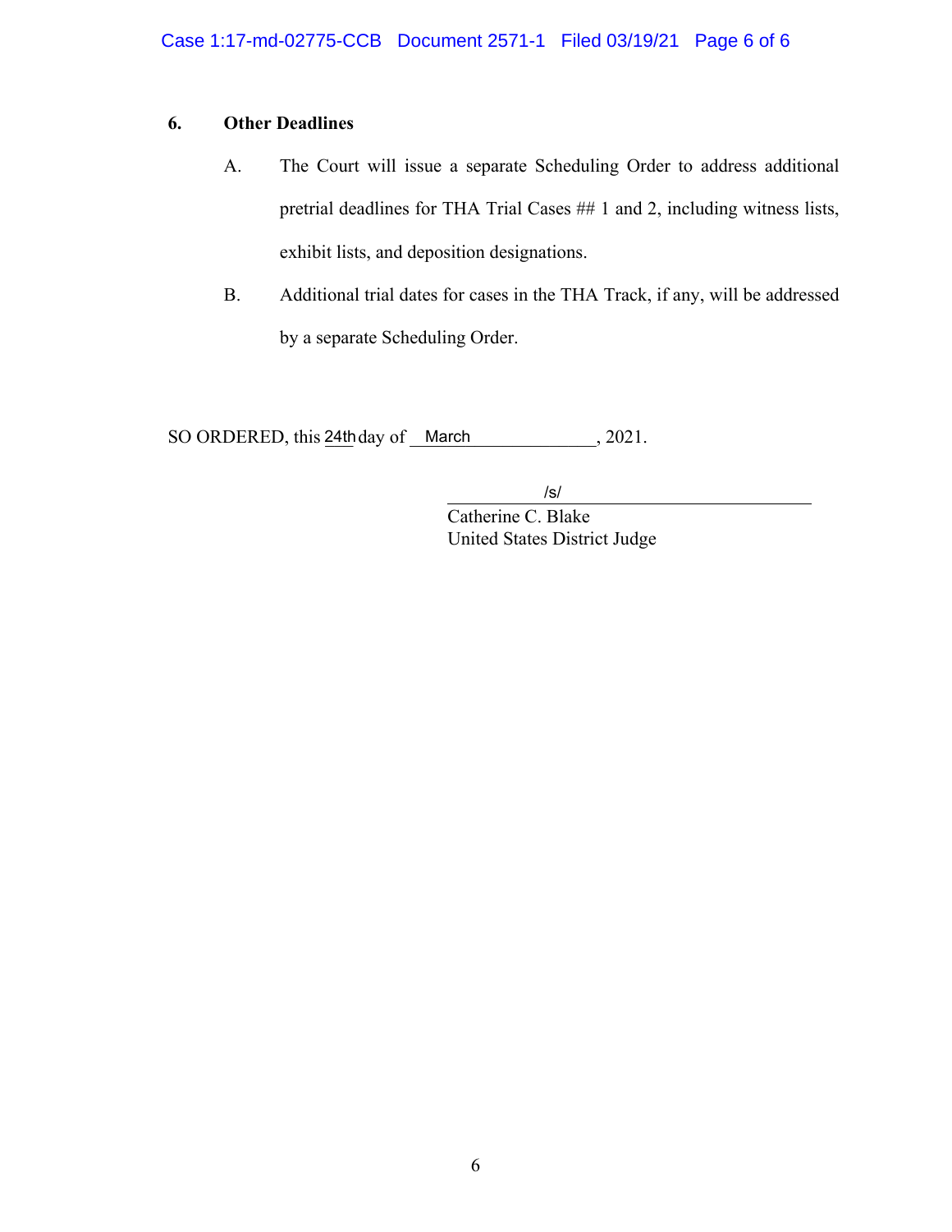### 6. Other Deadlines

A. The Court will issue a separate Scheduling Order to address additional pretrial deadlines for THA Trial Cases ## 1 and 2, including witness lists, exhibit lists, and deposition designations.

B. Additional trial dates for cases in the THA Track, if any, will be addressed by a separate Scheduling Order.

SO ORDERED, this 24th day of March, 2021.

/s/

Catherine C. Blake
United States District Judge